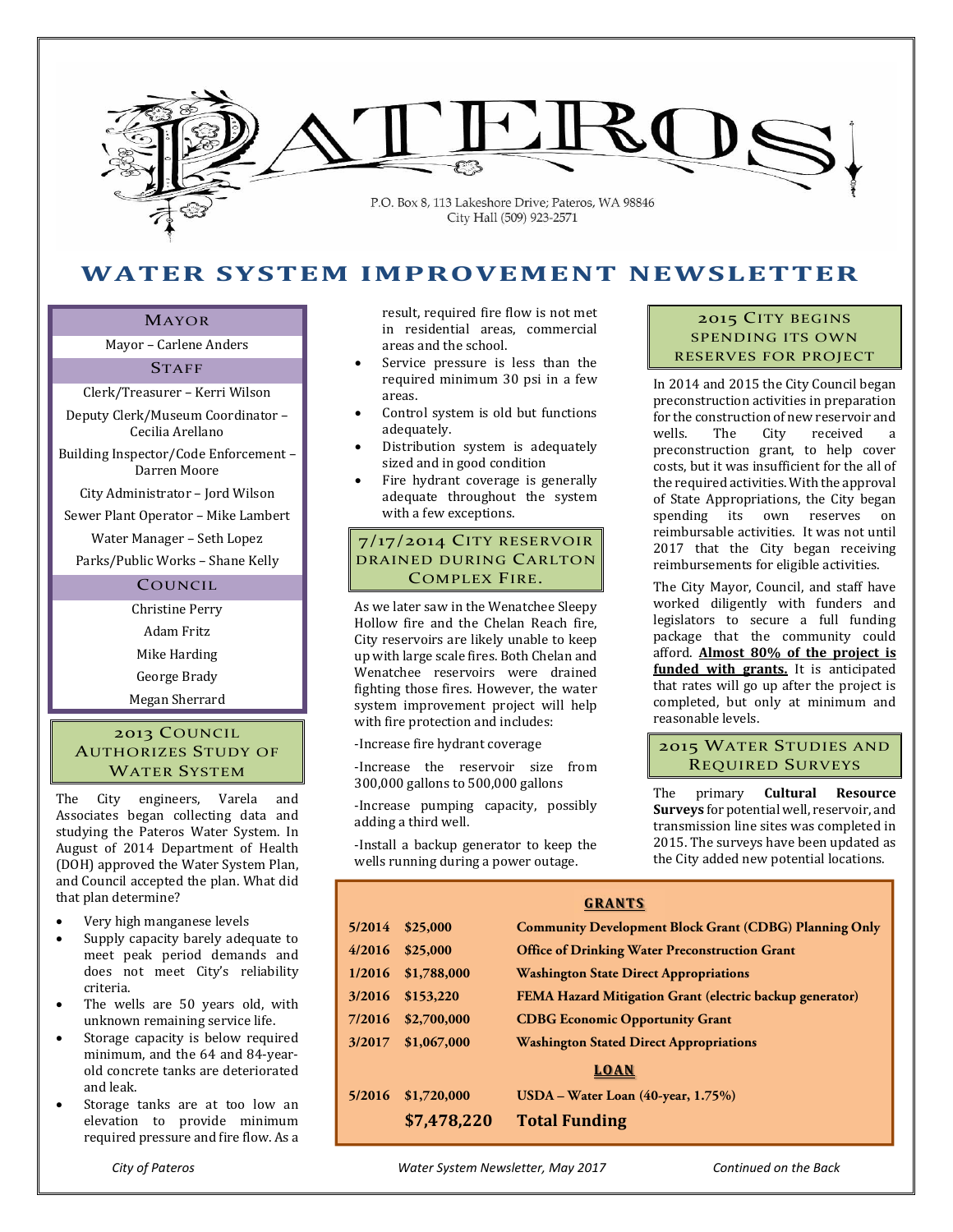# PATEROS

P.O. Box 8, 113 Lakeshore Drive; Pateros, WA 98846
City Hall (509) 923-2571

# WATER SYSTEM IMPROVEMENT NEWSLETTER

## Mayor

Mayor – Carlene Anders

## Staff

Clerk/Treasurer – Kerri Wilson

Deputy Clerk/Museum Coordinator – Cecilia Arellano

Building Inspector/Code Enforcement – Darren Moore

City Administrator – Jord Wilson

Sewer Plant Operator – Mike Lambert

Water Manager – Seth Lopez

Parks/Public Works – Shane Kelly

## Council

Christine Perry

Adam Fritz

Mike Harding

George Brady

Megan Sherrard

## 2013 Council Authorizes Study of Water System

The City engineers, Varela and Associates began collecting data and studying the Pateros Water System. In August of 2014 Department of Health (DOH) approved the Water System Plan, and Council accepted the plan. What did that plan determine?

- Very high manganese levels
- Supply capacity barely adequate to meet peak period demands and does not meet City's reliability criteria.
- The wells are 50 years old, with unknown remaining service life.
- Storage capacity is below required minimum, and the 64 and 84-year-old concrete tanks are deteriorated and leak.
- Storage tanks are at too low an elevation to provide minimum required pressure and fire flow. As a result, required fire flow is not met in residential areas, commercial areas and the school.
- Service pressure is less than the required minimum 30 psi in a few areas.
- Control system is old but functions adequately.
- Distribution system is adequately sized and in good condition
- Fire hydrant coverage is generally adequate throughout the system with a few exceptions.

## 7/17/2014 City Reservoir Drained During Carlton Complex Fire.

As we later saw in the Wenatchee Sleepy Hollow fire and the Chelan Reach fire, City reservoirs are likely unable to keep up with large scale fires. Both Chelan and Wenatchee reservoirs were drained fighting those fires. However, the water system improvement project will help with fire protection and includes:

-Increase fire hydrant coverage

-Increase the reservoir size from 300,000 gallons to 500,000 gallons

-Increase pumping capacity, possibly adding a third well.

-Install a backup generator to keep the wells running during a power outage.

## 2015 City Begins Spending Its Own Reserves for Project

In 2014 and 2015 the City Council began preconstruction activities in preparation for the construction of new reservoir and wells. The City received a preconstruction grant, to help cover costs, but it was insufficient for the all of the required activities. With the approval of State Appropriations, the City began spending its own reserves on reimbursable activities. It was not until 2017 that the City began receiving reimbursements for eligible activities.

The City Mayor, Council, and staff have worked diligently with funders and legislators to secure a full funding package that the community could afford. **Almost 80% of the project is funded with grants.** It is anticipated that rates will go up after the project is completed, but only at minimum and reasonable levels.

## 2015 Water Studies and Required Surveys

The primary **Cultural Resource Surveys** for potential well, reservoir, and transmission line sites was completed in 2015. The surveys have been updated as the City added new potential locations.

**GRANTS**

| Date | Amount | Source |
|---|---|---|
| 5/2014 | $25,000 | Community Development Block Grant (CDBG) Planning Only |
| 4/2016 | $25,000 | Office of Drinking Water Preconstruction Grant |
| 1/2016 | $1,788,000 | Washington State Direct Appropriations |
| 3/2016 | $153,220 | FEMA Hazard Mitigation Grant (electric backup generator) |
| 7/2016 | $2,700,000 | CDBG Economic Opportunity Grant |
| 3/2017 | $1,067,000 | Washington Stated Direct Appropriations |
| | | **LOAN** |
| 5/2016 | $1,720,000 | USDA – Water Loan (40-year, 1.75%) |
| | **$7,478,220** | **Total Funding** |

*City of Pateros* *Water System Newsletter, May 2017* *Continued on the Back*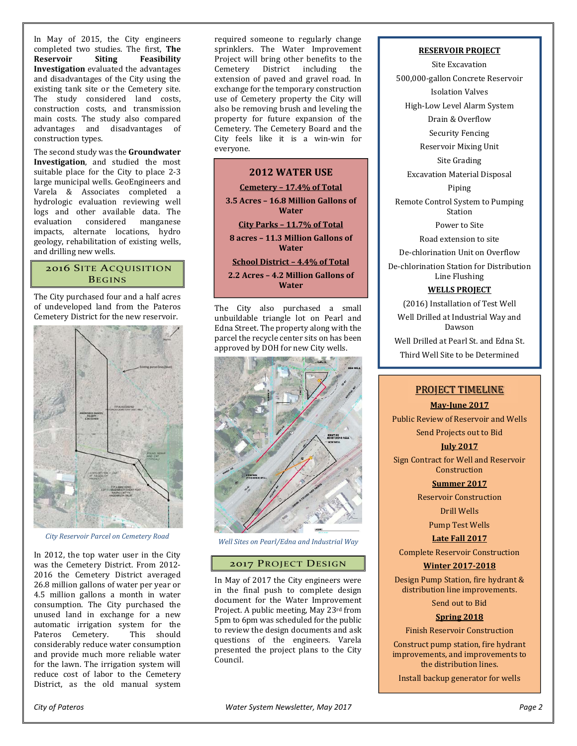In May of 2015, the City engineers completed two studies. The first, **The Reservoir Siting Feasibility Investigation** evaluated the advantages and disadvantages of the City using the existing tank site or the Cemetery site. The study considered land costs, construction costs, and transmission main costs. The study also compared advantages and disadvantages of construction types.

The second study was the **Groundwater Investigation**, and studied the most suitable place for the City to place 2-3 large municipal wells. GeoEngineers and Varela & Associates completed a hydrologic evaluation reviewing well logs and other available data. The evaluation considered manganese impacts, alternate locations, hydro geology, rehabilitation of existing wells, and drilling new wells.

## 2016 Site Acquisition Begins

The City purchased four and a half acres of undeveloped land from the Pateros Cemetery District for the new reservoir.

*City Reservoir Parcel on Cemetery Road*

In 2012, the top water user in the City was the Cemetery District. From 2012-2016 the Cemetery District averaged 26.8 million gallons of water per year or 4.5 million gallons a month in water consumption. The City purchased the unused land in exchange for a new automatic irrigation system for the Pateros Cemetery. This should considerably reduce water consumption and provide much more reliable water for the lawn. The irrigation system will reduce cost of labor to the Cemetery District, as the old manual system required someone to regularly change sprinklers. The Water Improvement Project will bring other benefits to the Cemetery District including the extension of paved and gravel road. In exchange for the temporary construction use of Cemetery property the City will also be removing brush and leveling the property for future expansion of the Cemetery. The Cemetery Board and the City feels like it is a win-win for everyone.

### 2012 WATER USE

**Cemetery – 17.4% of Total**

**3.5 Acres – 16.8 Million Gallons of Water**

**City Parks – 11.7% of Total**

**8 acres – 11.3 Million Gallons of Water**

**School District – 4.4% of Total**

**2.2 Acres – 4.2 Million Gallons of Water**

The City also purchased a small unbuildable triangle lot on Pearl and Edna Street. The property along with the parcel the recycle center sits on has been approved by DOH for new City wells.

*Well Sites on Pearl/Edna and Industrial Way*

## 2017 Project Design

In May of 2017 the City engineers were in the final push to complete design document for the Water Improvement Project. A public meeting, May 23rd from 5pm to 6pm was scheduled for the public to review the design documents and ask questions of the engineers. Varela presented the project plans to the City Council.

### RESERVOIR PROJECT

Site Excavation

500,000-gallon Concrete Reservoir

Isolation Valves

High-Low Level Alarm System

Drain & Overflow

Security Fencing

Reservoir Mixing Unit

Site Grading

Excavation Material Disposal

Piping

Remote Control System to Pumping Station

Power to Site

Road extension to site

De-chlorination Unit on Overflow

De-chlorination Station for Distribution Line Flushing

### WELLS PROJECT

(2016) Installation of Test Well

Well Drilled at Industrial Way and Dawson

Well Drilled at Pearl St. and Edna St.

Third Well Site to be Determined

### PROJECT TIMELINE

**May-June 2017**

Public Review of Reservoir and Wells

Send Projects out to Bid

**July 2017**

Sign Contract for Well and Reservoir Construction

**Summer 2017**

Reservoir Construction

Drill Wells

Pump Test Wells

**Late Fall 2017**

Complete Reservoir Construction

**Winter 2017-2018**

Design Pump Station, fire hydrant & distribution line improvements.

Send out to Bid

**Spring 2018**

Finish Reservoir Construction

Construct pump station, fire hydrant improvements, and improvements to the distribution lines.

Install backup generator for wells